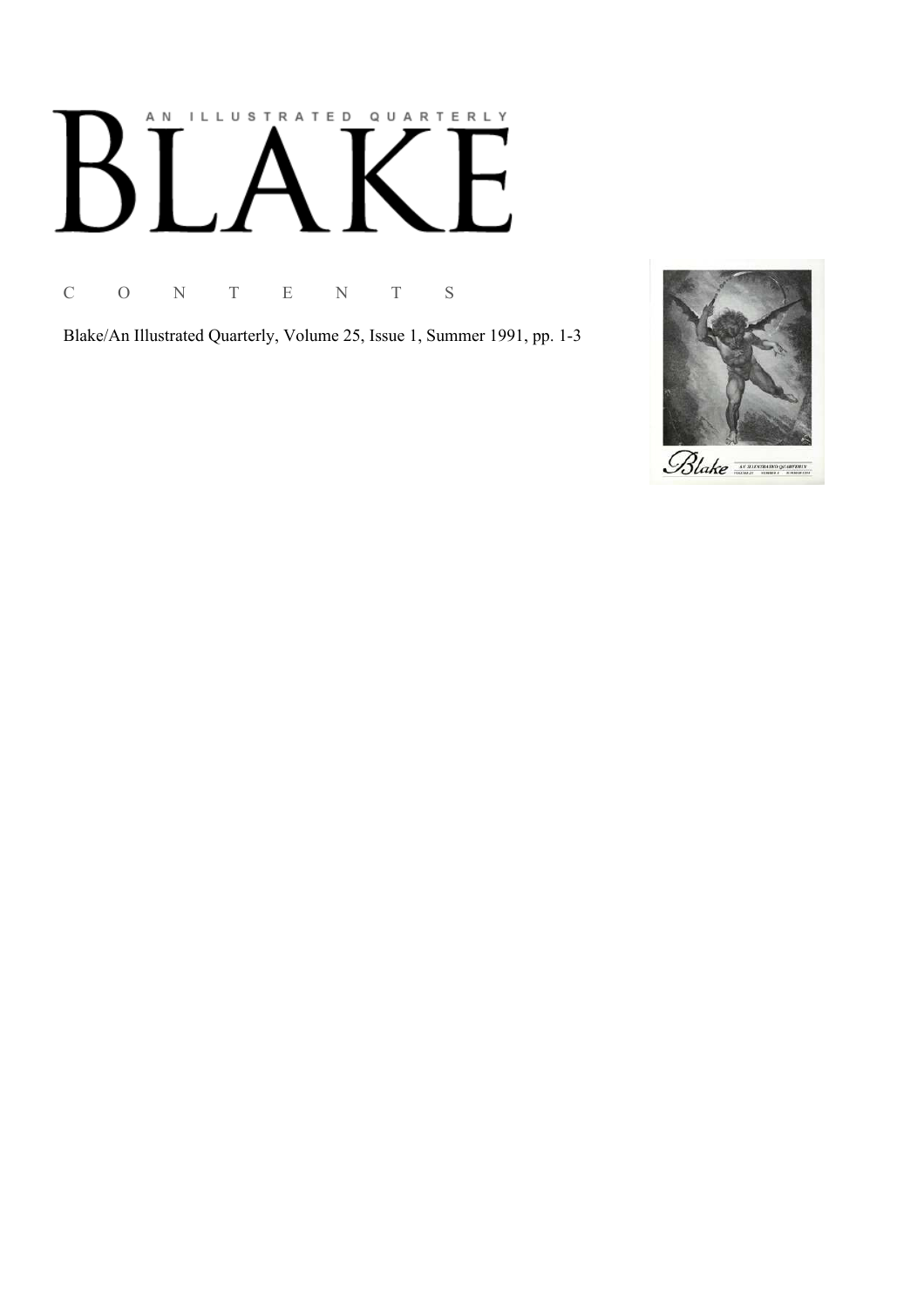# AN ILLUSTRATED QUARTERLY

# BLAKE

C O N T E N T S

Blake/An Illustrated Quarterly, Volume 25, Issue 1, Summer 1991, pp. 1-3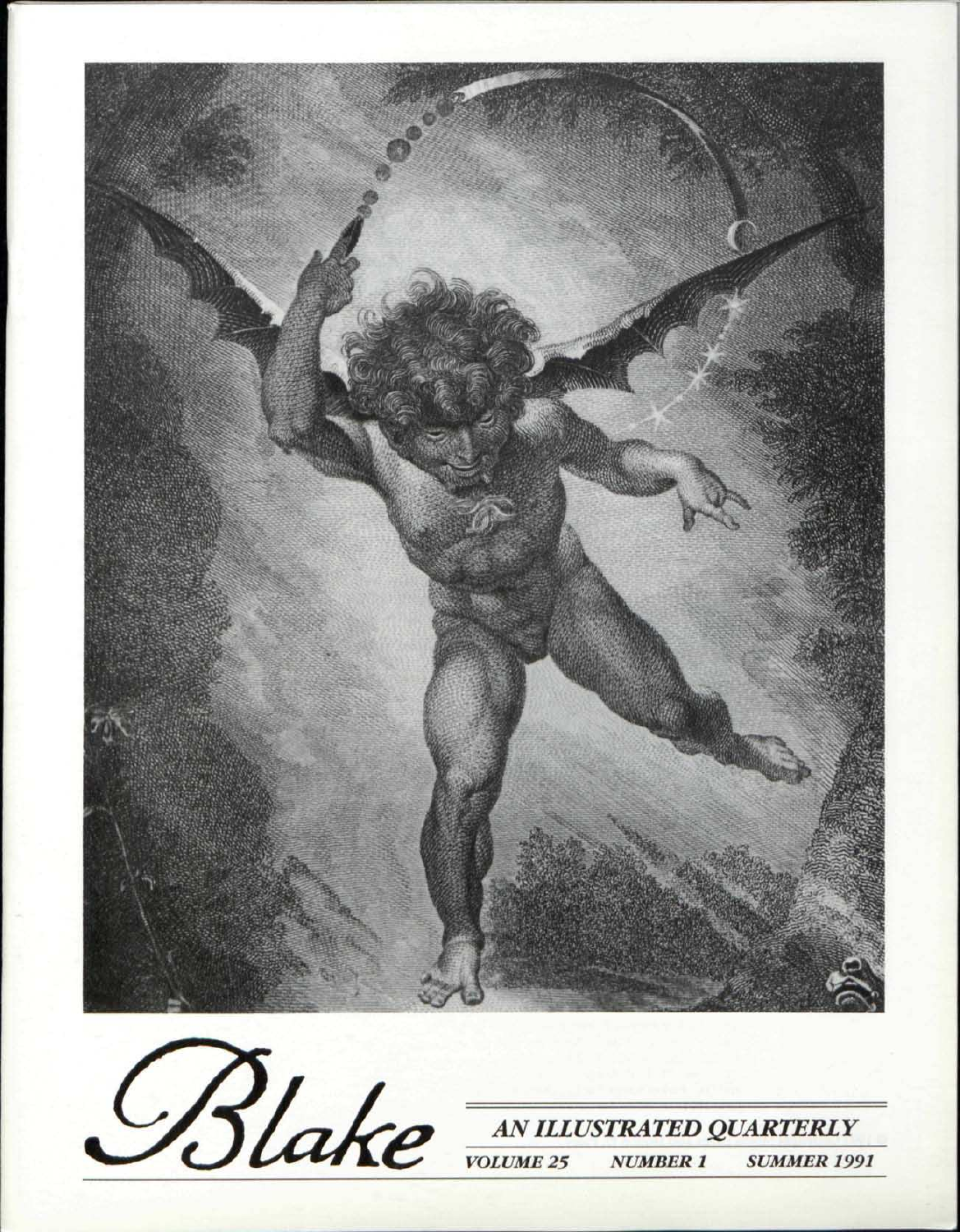Blake

AN ILLUSTRATED QUARTERLY

VOLUME 25 NUMBER 1 SUMMER 1991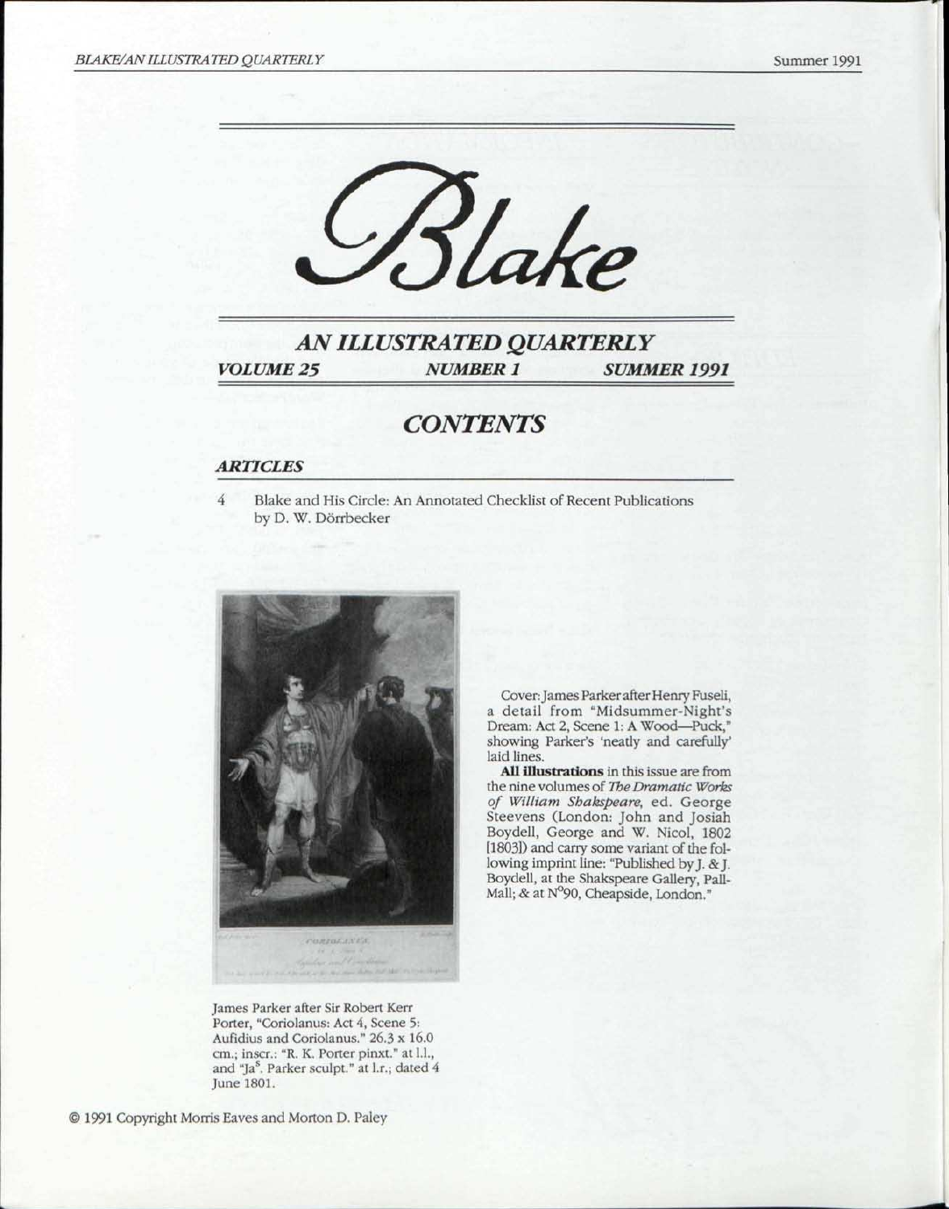# Blake

## AN ILLUSTRATED QUARTERLY

***VOLUME 25*** ***NUMBER 1*** ***SUMMER 1991***

## *CONTENTS*

### *ARTICLES*

4 Blake and His Circle: An Annotated Checklist of Recent Publications by D. W. Dörrbecker

James Parker after Sir Robert Kerr Porter, "Coriolanus: Act 4, Scene 5: Aufidius and Coriolanus." 26.3 x 16.0 cm.; inscr.: "R. K. Porter pinxt." at l.l., and "Ja[s]. Parker sculpt." at l.r.; dated 4 June 1801.

Cover: James Parker after Henry Fuseli, a detail from "Midsummer-Night's Dream: Act 2, Scene 1: A Wood—Puck," showing Parker's 'neatly and carefully' laid lines.

**All illustrations** in this issue are from the nine volumes of *The Dramatic Works of William Shakspeare*, ed. George Steevens (London: John and Josiah Boydell, George and W. Nicol, 1802 [1803]) and carry some variant of the following imprint line: "Published by J. & J. Boydell, at the Shakspeare Gallery, Pall-Mall; & at N°90, Cheapside, London."

© 1991 Copyright Morris Eaves and Morton D. Paley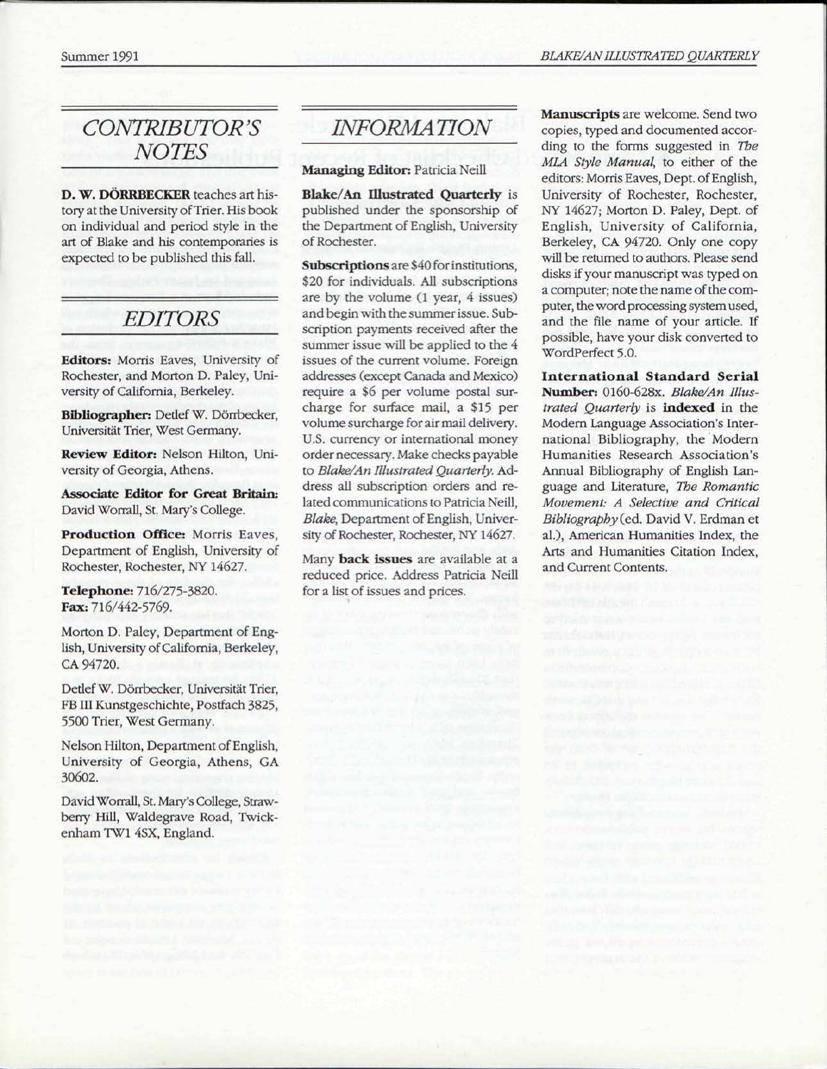## *CONTRIBUTOR'S NOTES*

**D. W. DÖRRBECKER** teaches art history at the University of Trier. His book on individual and period style in the art of Blake and his contemporaries is expected to be published this fall.

## *EDITORS*

**Editors:** Morris Eaves, University of Rochester, and Morton D. Paley, University of California, Berkeley.

**Bibliographer:** Detlef W. Dörrbecker, Universität Trier, West Germany.

**Review Editor:** Nelson Hilton, University of Georgia, Athens.

**Associate Editor for Great Britain:** David Worrall, St. Mary's College.

**Production Office:** Morris Eaves, Department of English, University of Rochester, Rochester, NY 14627.

**Telephone:** 716/275-3820.
**Fax:** 716/442-5769.

Morton D. Paley, Department of English, University of California, Berkeley, CA 94720.

Detlef W. Dörrbecker, Universität Trier, FB III Kunstgeschichte, Postfach 3825, 5500 Trier, West Germany.

Nelson Hilton, Department of English, University of Georgia, Athens, GA 30602.

David Worrall, St. Mary's College, Strawberry Hill, Waldegrave Road, Twickenham TW1 4SX, England.

## *INFORMATION*

**Managing Editor:** Patricia Neill

**Blake/An Illustrated Quarterly** is published under the sponsorship of the Department of English, University of Rochester.

**Subscriptions** are $40 for institutions, $20 for individuals. All subscriptions are by the volume (1 year, 4 issues) and begin with the summer issue. Subscription payments received after the summer issue will be applied to the 4 issues of the current volume. Foreign addresses (except Canada and Mexico) require a $6 per volume postal surcharge for surface mail, a $15 per volume surcharge for air mail delivery. U.S. currency or international money order necessary. Make checks payable to *Blake/An Illustrated Quarterly*. Address all subscription orders and related communications to Patricia Neill, *Blake*, Department of English, University of Rochester, Rochester, NY 14627.

Many **back issues** are available at a reduced price. Address Patricia Neill for a list of issues and prices.

**Manuscripts** are welcome. Send two copies, typed and documented according to the forms suggested in *The MLA Style Manual*, to either of the editors: Morris Eaves, Dept. of English, University of Rochester, Rochester, NY 14627; Morton D. Paley, Dept. of English, University of California, Berkeley, CA 94720. Only one copy will be returned to authors. Please send disks if your manuscript was typed on a computer; note the name of the computer, the word processing system used, and the file name of your article. If possible, have your disk converted to WordPerfect 5.0.

**International Standard Serial Number:** 0160-628x. *Blake/An Illustrated Quarterly* is **indexed** in the Modern Language Association's International Bibliography, the Modern Humanities Research Association's Annual Bibliography of English Language and Literature, *The Romantic Movement: A Selective and Critical Bibliography* (ed. David V. Erdman et al.), American Humanities Index, the Arts and Humanities Citation Index, and Current Contents.